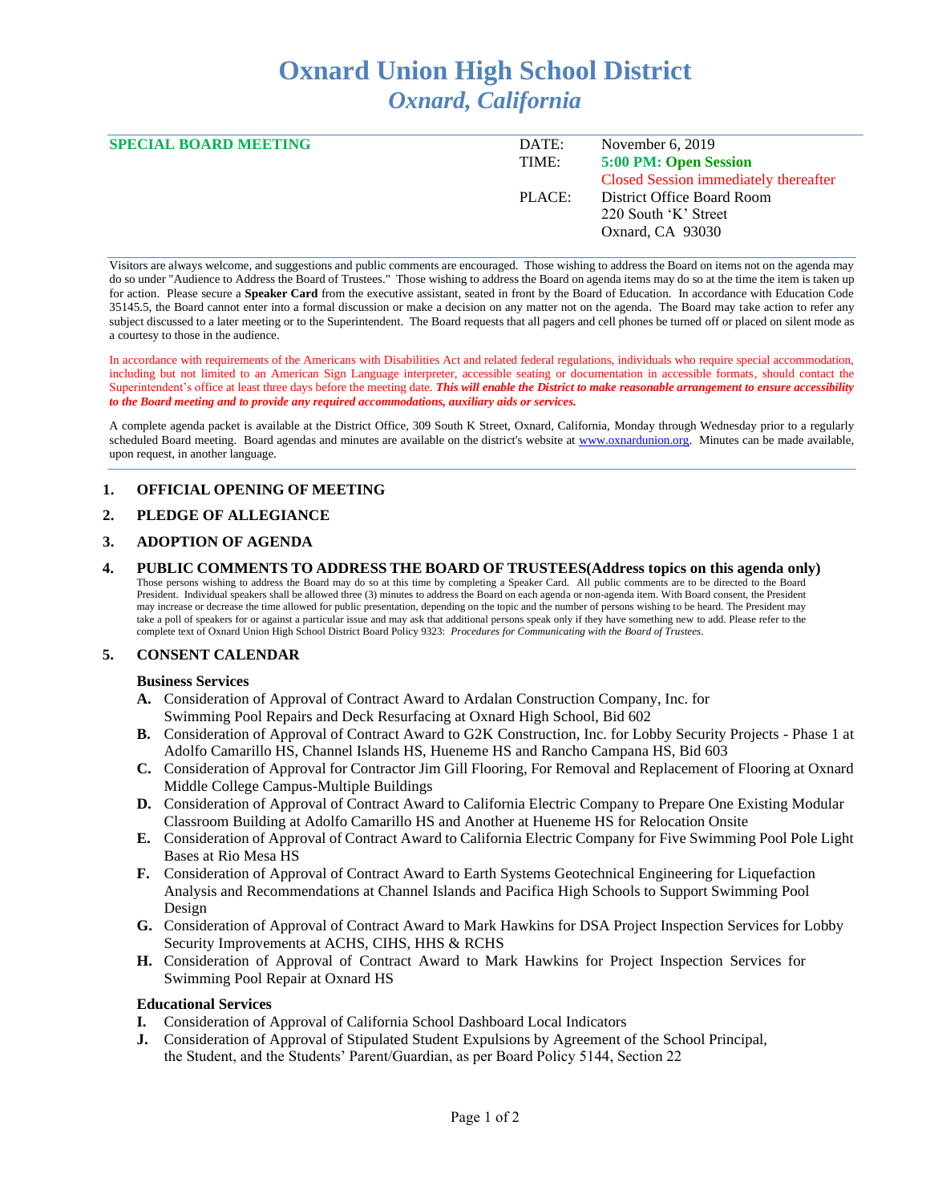# Oxnard Union High School District

## *Oxnard, California*

| **SPECIAL BOARD MEETING** | DATE: | November 6, 2019 |
|---|---|---|
| | TIME: | **5:00 PM: Open Session** |
| | | Closed Session immediately thereafter |
| | PLACE: | District Office Board Room |
| | | 220 South 'K' Street |
| | | Oxnard, CA 93030 |

Visitors are always welcome, and suggestions and public comments are encouraged. Those wishing to address the Board on items not on the agenda may do so under "Audience to Address the Board of Trustees." Those wishing to address the Board on agenda items may do so at the time the item is taken up for action. Please secure a **Speaker Card** from the executive assistant, seated in front by the Board of Education. In accordance with Education Code 35145.5, the Board cannot enter into a formal discussion or make a decision on any matter not on the agenda. The Board may take action to refer any subject discussed to a later meeting or to the Superintendent. The Board requests that all pagers and cell phones be turned off or placed on silent mode as a courtesy to those in the audience.

In accordance with requirements of the Americans with Disabilities Act and related federal regulations, individuals who require special accommodation, including but not limited to an American Sign Language interpreter, accessible seating or documentation in accessible formats, should contact the Superintendent's office at least three days before the meeting date. ***This will enable the District to make reasonable arrangement to ensure accessibility to the Board meeting and to provide any required accommodations, auxiliary aids or services.***

A complete agenda packet is available at the District Office, 309 South K Street, Oxnard, California, Monday through Wednesday prior to a regularly scheduled Board meeting. Board agendas and minutes are available on the district's website at www.oxnardunion.org. Minutes can be made available, upon request, in another language.

### 1. OFFICIAL OPENING OF MEETING

### 2. PLEDGE OF ALLEGIANCE

### 3. ADOPTION OF AGENDA

### 4. PUBLIC COMMENTS TO ADDRESS THE BOARD OF TRUSTEES(Address topics on this agenda only)

Those persons wishing to address the Board may do so at this time by completing a Speaker Card. All public comments are to be directed to the Board President. Individual speakers shall be allowed three (3) minutes to address the Board on each agenda or non-agenda item. With Board consent, the President may increase or decrease the time allowed for public presentation, depending on the topic and the number of persons wishing to be heard. The President may take a poll of speakers for or against a particular issue and may ask that additional persons speak only if they have something new to add. Please refer to the complete text of Oxnard Union High School District Board Policy 9323: *Procedures for Communicating with the Board of Trustees*.

### 5. CONSENT CALENDAR

**Business Services**

- **A.** Consideration of Approval of Contract Award to Ardalan Construction Company, Inc. for Swimming Pool Repairs and Deck Resurfacing at Oxnard High School, Bid 602
- **B.** Consideration of Approval of Contract Award to G2K Construction, Inc. for Lobby Security Projects - Phase 1 at Adolfo Camarillo HS, Channel Islands HS, Hueneme HS and Rancho Campana HS, Bid 603
- **C.** Consideration of Approval for Contractor Jim Gill Flooring, For Removal and Replacement of Flooring at Oxnard Middle College Campus-Multiple Buildings
- **D.** Consideration of Approval of Contract Award to California Electric Company to Prepare One Existing Modular Classroom Building at Adolfo Camarillo HS and Another at Hueneme HS for Relocation Onsite
- **E.** Consideration of Approval of Contract Award to California Electric Company for Five Swimming Pool Pole Light Bases at Rio Mesa HS
- **F.** Consideration of Approval of Contract Award to Earth Systems Geotechnical Engineering for Liquefaction Analysis and Recommendations at Channel Islands and Pacifica High Schools to Support Swimming Pool Design
- **G.** Consideration of Approval of Contract Award to Mark Hawkins for DSA Project Inspection Services for Lobby Security Improvements at ACHS, CIHS, HHS & RCHS
- **H.** Consideration of Approval of Contract Award to Mark Hawkins for Project Inspection Services for Swimming Pool Repair at Oxnard HS

**Educational Services**

- **I.** Consideration of Approval of California School Dashboard Local Indicators
- **J.** Consideration of Approval of Stipulated Student Expulsions by Agreement of the School Principal, the Student, and the Students' Parent/Guardian, as per Board Policy 5144, Section 22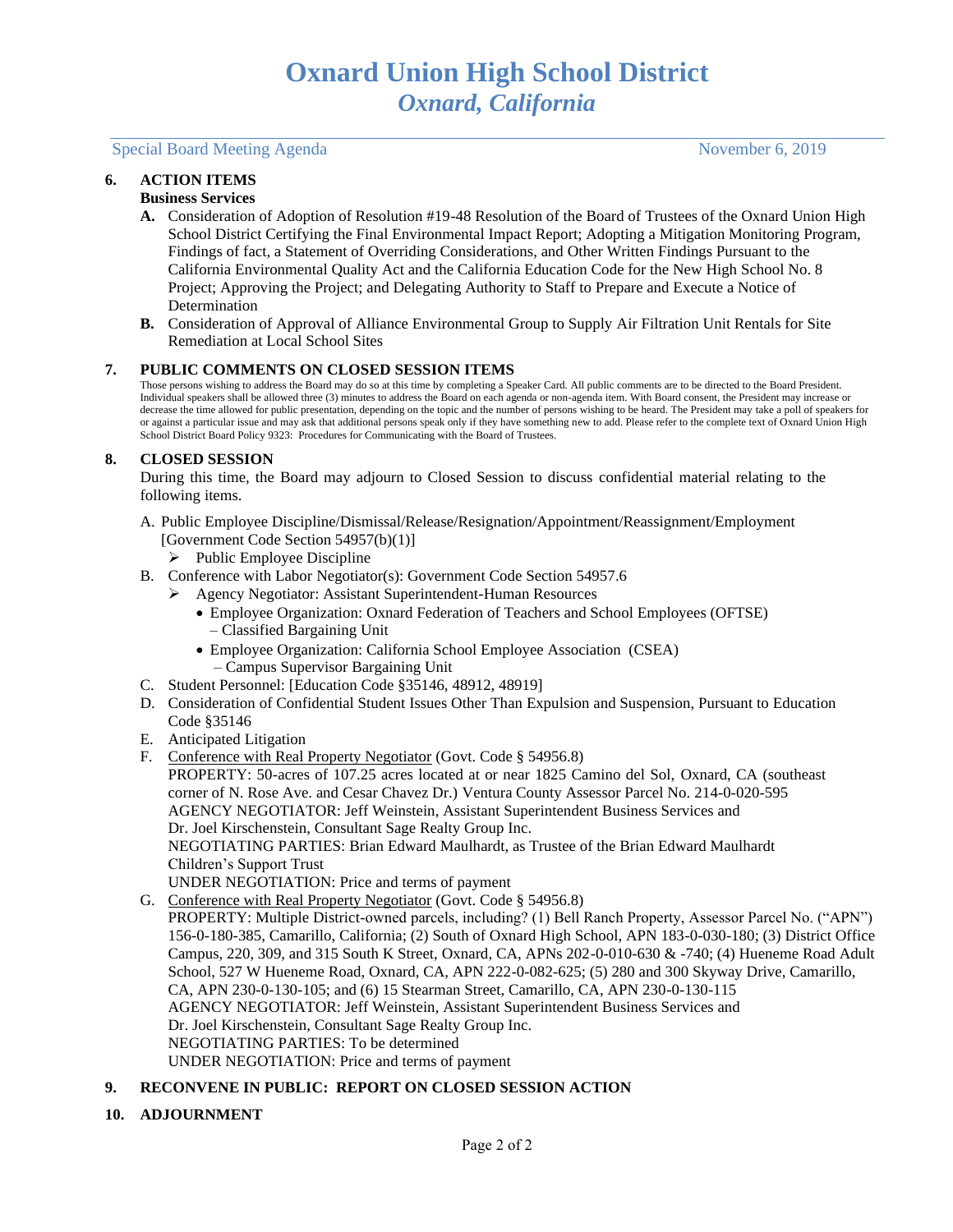# Oxnard Union High School District
## *Oxnard, California*

Special Board Meeting Agenda November 6, 2019

**6. ACTION ITEMS**

**Business Services**

**A.** Consideration of Adoption of Resolution #19-48 Resolution of the Board of Trustees of the Oxnard Union High School District Certifying the Final Environmental Impact Report; Adopting a Mitigation Monitoring Program, Findings of fact, a Statement of Overriding Considerations, and Other Written Findings Pursuant to the California Environmental Quality Act and the California Education Code for the New High School No. 8 Project; Approving the Project; and Delegating Authority to Staff to Prepare and Execute a Notice of Determination

**B.** Consideration of Approval of Alliance Environmental Group to Supply Air Filtration Unit Rentals for Site Remediation at Local School Sites

**7. PUBLIC COMMENTS ON CLOSED SESSION ITEMS**

Those persons wishing to address the Board may do so at this time by completing a Speaker Card. All public comments are to be directed to the Board President. Individual speakers shall be allowed three (3) minutes to address the Board on each agenda or non-agenda item. With Board consent, the President may increase or decrease the time allowed for public presentation, depending on the topic and the number of persons wishing to be heard. The President may take a poll of speakers for or against a particular issue and may ask that additional persons speak only if they have something new to add. Please refer to the complete text of Oxnard Union High School District Board Policy 9323: Procedures for Communicating with the Board of Trustees.

**8. CLOSED SESSION**

During this time, the Board may adjourn to Closed Session to discuss confidential material relating to the following items.

A. Public Employee Discipline/Dismissal/Release/Resignation/Appointment/Reassignment/Employment [Government Code Section 54957(b)(1)]
   - Public Employee Discipline

B. Conference with Labor Negotiator(s): Government Code Section 54957.6
   - Agency Negotiator: Assistant Superintendent-Human Resources
     - Employee Organization: Oxnard Federation of Teachers and School Employees (OFTSE) – Classified Bargaining Unit
     - Employee Organization: California School Employee Association (CSEA) – Campus Supervisor Bargaining Unit

C. Student Personnel: [Education Code §35146, 48912, 48919]

D. Consideration of Confidential Student Issues Other Than Expulsion and Suspension, Pursuant to Education Code §35146

E. Anticipated Litigation

F. Conference with Real Property Negotiator (Govt. Code § 54956.8)
PROPERTY: 50-acres of 107.25 acres located at or near 1825 Camino del Sol, Oxnard, CA (southeast corner of N. Rose Ave. and Cesar Chavez Dr.) Ventura County Assessor Parcel No. 214-0-020-595
AGENCY NEGOTIATOR: Jeff Weinstein, Assistant Superintendent Business Services and Dr. Joel Kirschenstein, Consultant Sage Realty Group Inc.
NEGOTIATING PARTIES: Brian Edward Maulhardt, as Trustee of the Brian Edward Maulhardt Children's Support Trust
UNDER NEGOTIATION: Price and terms of payment

G. Conference with Real Property Negotiator (Govt. Code § 54956.8)
PROPERTY: Multiple District-owned parcels, including? (1) Bell Ranch Property, Assessor Parcel No. ("APN") 156-0-180-385, Camarillo, California; (2) South of Oxnard High School, APN 183-0-030-180; (3) District Office Campus, 220, 309, and 315 South K Street, Oxnard, CA, APNs 202-0-010-630 & -740; (4) Hueneme Road Adult School, 527 W Hueneme Road, Oxnard, CA, APN 222-0-082-625; (5) 280 and 300 Skyway Drive, Camarillo, CA, APN 230-0-130-105; and (6) 15 Stearman Street, Camarillo, CA, APN 230-0-130-115
AGENCY NEGOTIATOR: Jeff Weinstein, Assistant Superintendent Business Services and Dr. Joel Kirschenstein, Consultant Sage Realty Group Inc.
NEGOTIATING PARTIES: To be determined
UNDER NEGOTIATION: Price and terms of payment

**9. RECONVENE IN PUBLIC: REPORT ON CLOSED SESSION ACTION**

**10. ADJOURNMENT**